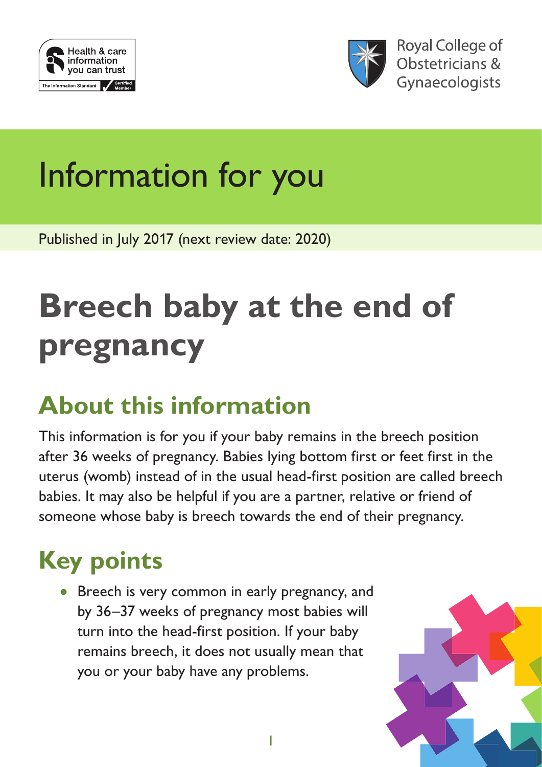Health & care information you can trust

The Information Standard Certified Member

Royal College of Obstetricians & Gynaecologists

# Information for you

Published in July 2017 (next review date: 2020)

# Breech baby at the end of pregnancy

## About this information

This information is for you if your baby remains in the breech position after 36 weeks of pregnancy. Babies lying bottom first or feet first in the uterus (womb) instead of in the usual head-first position are called breech babies. It may also be helpful if you are a partner, relative or friend of someone whose baby is breech towards the end of their pregnancy.

## Key points

- Breech is very common in early pregnancy, and by 36–37 weeks of pregnancy most babies will turn into the head-first position. If your baby remains breech, it does not usually mean that you or your baby have any problems.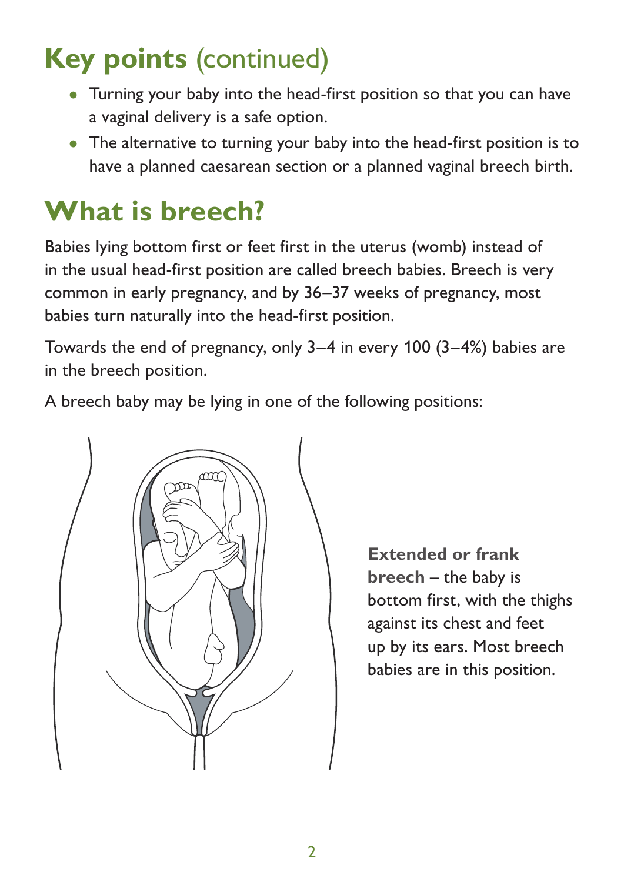## Key points (continued)

- Turning your baby into the head-first position so that you can have a vaginal delivery is a safe option.
- The alternative to turning your baby into the head-first position is to have a planned caesarean section or a planned vaginal breech birth.

## What is breech?

Babies lying bottom first or feet first in the uterus (womb) instead of in the usual head-first position are called breech babies. Breech is very common in early pregnancy, and by 36–37 weeks of pregnancy, most babies turn naturally into the head-first position.

Towards the end of pregnancy, only 3–4 in every 100 (3–4%) babies are in the breech position.

A breech baby may be lying in one of the following positions:

**Extended or frank breech** – the baby is bottom first, with the thighs against its chest and feet up by its ears. Most breech babies are in this position.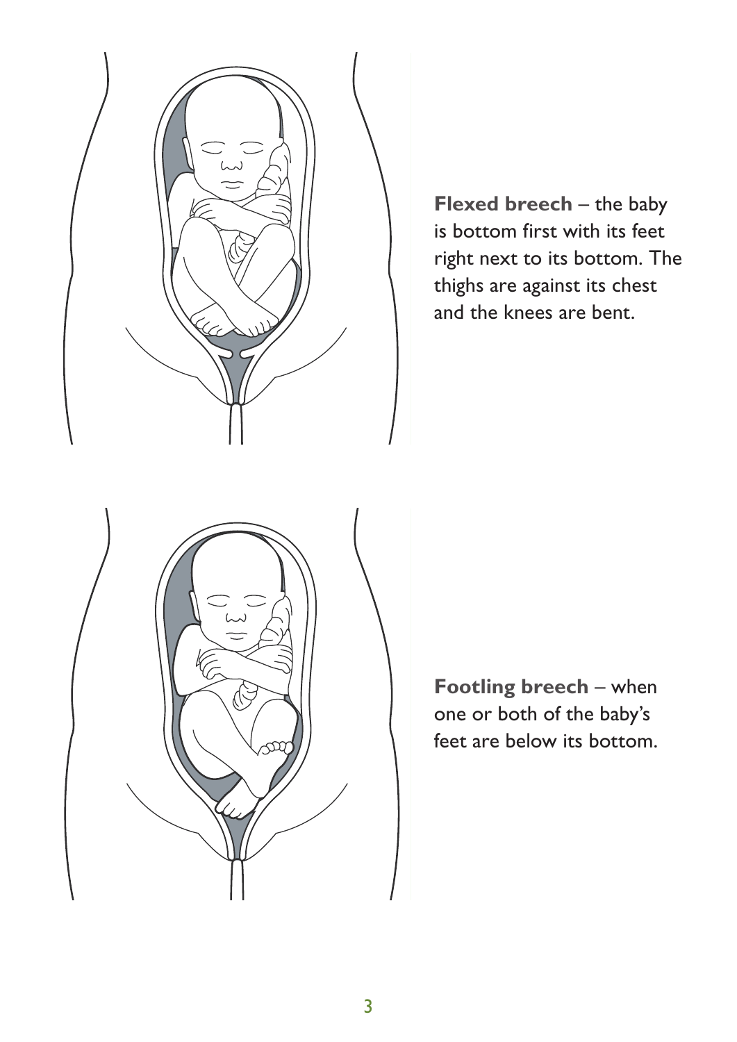**Flexed breech** – the baby is bottom first with its feet right next to its bottom. The thighs are against its chest and the knees are bent.

**Footling breech** – when one or both of the baby's feet are below its bottom.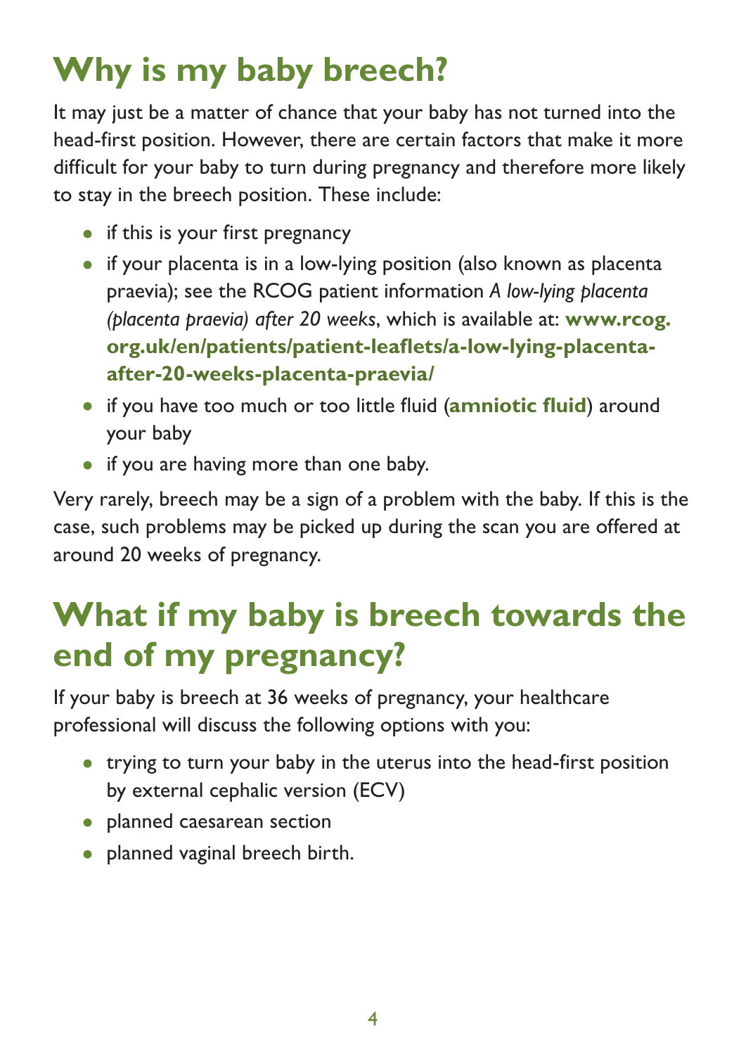# Why is my baby breech?

It may just be a matter of chance that your baby has not turned into the head-first position. However, there are certain factors that make it more difficult for your baby to turn during pregnancy and therefore more likely to stay in the breech position. These include:

- if this is your first pregnancy
- if your placenta is in a low-lying position (also known as placenta praevia); see the RCOG patient information *A low-lying placenta (placenta praevia) after 20 weeks*, which is available at: **www.rcog.org.uk/en/patients/patient-leaflets/a-low-lying-placenta-after-20-weeks-placenta-praevia/**
- if you have too much or too little fluid (**amniotic fluid**) around your baby
- if you are having more than one baby.

Very rarely, breech may be a sign of a problem with the baby. If this is the case, such problems may be picked up during the scan you are offered at around 20 weeks of pregnancy.

# What if my baby is breech towards the end of my pregnancy?

If your baby is breech at 36 weeks of pregnancy, your healthcare professional will discuss the following options with you:

- trying to turn your baby in the uterus into the head-first position by external cephalic version (ECV)
- planned caesarean section
- planned vaginal breech birth.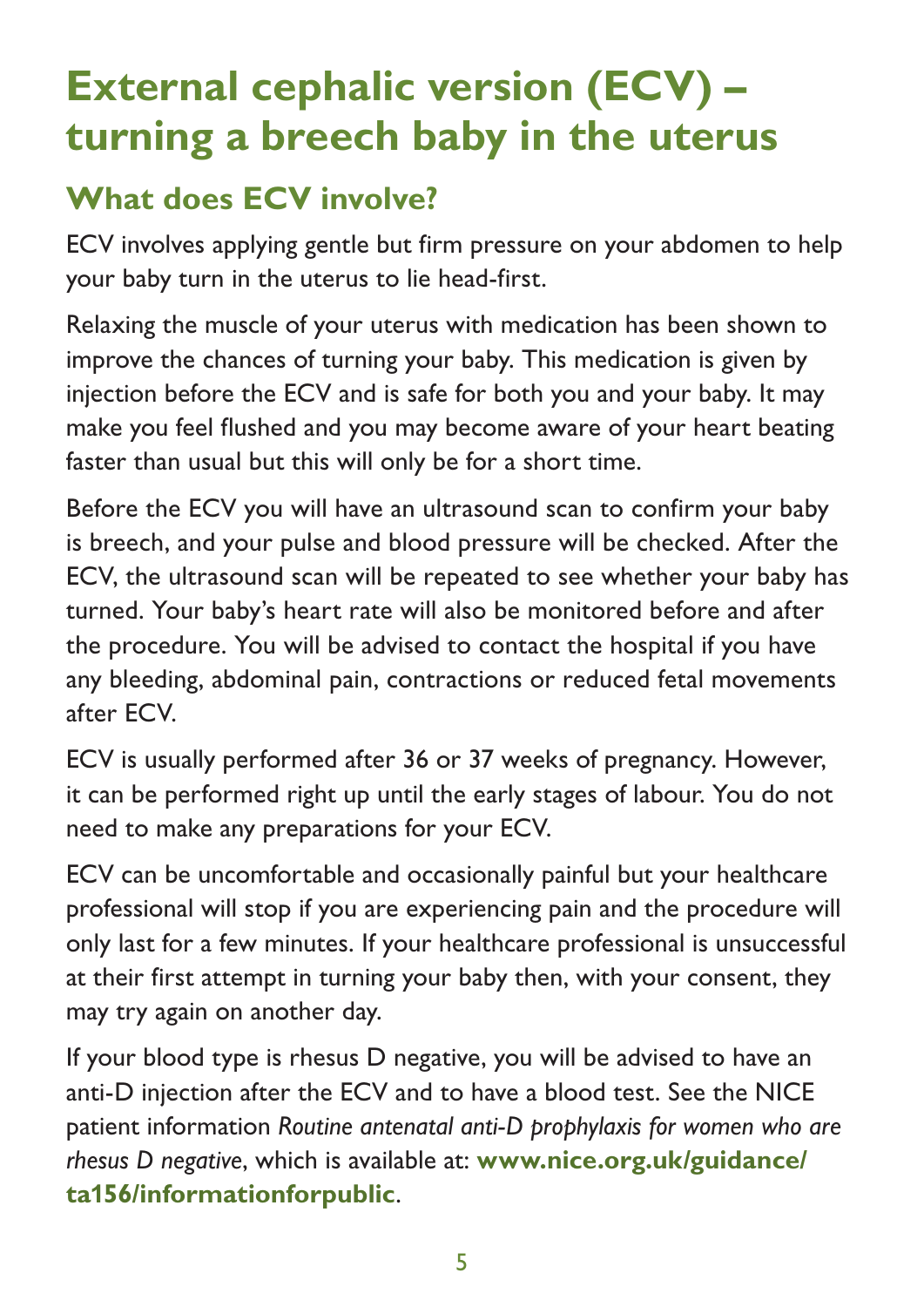# External cephalic version (ECV) – turning a breech baby in the uterus

## What does ECV involve?

ECV involves applying gentle but firm pressure on your abdomen to help your baby turn in the uterus to lie head-first.

Relaxing the muscle of your uterus with medication has been shown to improve the chances of turning your baby. This medication is given by injection before the ECV and is safe for both you and your baby. It may make you feel flushed and you may become aware of your heart beating faster than usual but this will only be for a short time.

Before the ECV you will have an ultrasound scan to confirm your baby is breech, and your pulse and blood pressure will be checked. After the ECV, the ultrasound scan will be repeated to see whether your baby has turned. Your baby's heart rate will also be monitored before and after the procedure. You will be advised to contact the hospital if you have any bleeding, abdominal pain, contractions or reduced fetal movements after ECV.

ECV is usually performed after 36 or 37 weeks of pregnancy. However, it can be performed right up until the early stages of labour. You do not need to make any preparations for your ECV.

ECV can be uncomfortable and occasionally painful but your healthcare professional will stop if you are experiencing pain and the procedure will only last for a few minutes. If your healthcare professional is unsuccessful at their first attempt in turning your baby then, with your consent, they may try again on another day.

If your blood type is rhesus D negative, you will be advised to have an anti-D injection after the ECV and to have a blood test. See the NICE patient information *Routine antenatal anti-D prophylaxis for women who are rhesus D negative*, which is available at: **www.nice.org.uk/guidance/ta156/informationforpublic**.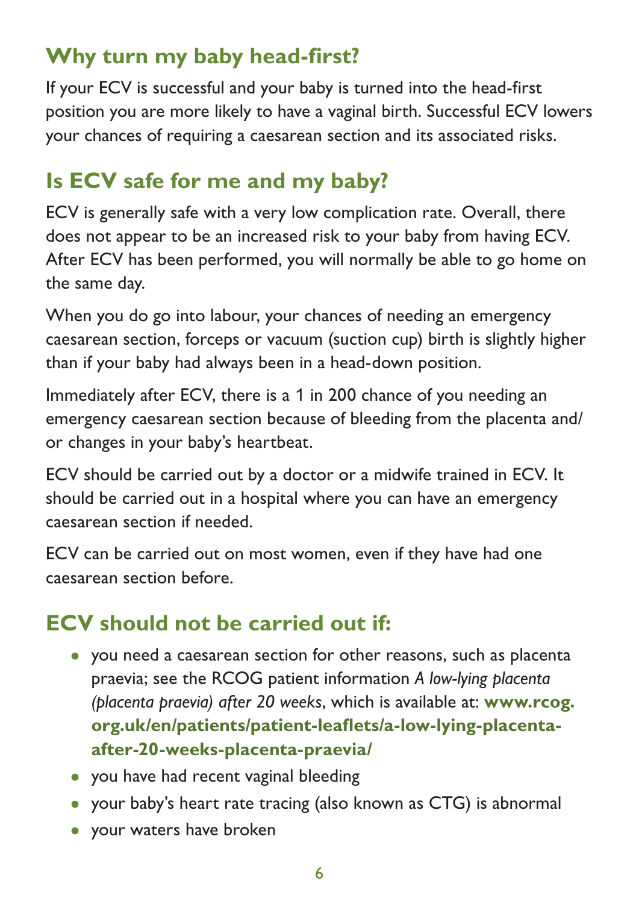## Why turn my baby head-first?

If your ECV is successful and your baby is turned into the head-first position you are more likely to have a vaginal birth. Successful ECV lowers your chances of requiring a caesarean section and its associated risks.

## Is ECV safe for me and my baby?

ECV is generally safe with a very low complication rate. Overall, there does not appear to be an increased risk to your baby from having ECV. After ECV has been performed, you will normally be able to go home on the same day.

When you do go into labour, your chances of needing an emergency caesarean section, forceps or vacuum (suction cup) birth is slightly higher than if your baby had always been in a head-down position.

Immediately after ECV, there is a 1 in 200 chance of you needing an emergency caesarean section because of bleeding from the placenta and/or changes in your baby's heartbeat.

ECV should be carried out by a doctor or a midwife trained in ECV. It should be carried out in a hospital where you can have an emergency caesarean section if needed.

ECV can be carried out on most women, even if they have had one caesarean section before.

## ECV should not be carried out if:

- you need a caesarean section for other reasons, such as placenta praevia; see the RCOG patient information *A low-lying placenta (placenta praevia) after 20 weeks*, which is available at: **www.rcog.org.uk/en/patients/patient-leaflets/a-low-lying-placenta-after-20-weeks-placenta-praevia/**
- you have had recent vaginal bleeding
- your baby's heart rate tracing (also known as CTG) is abnormal
- your waters have broken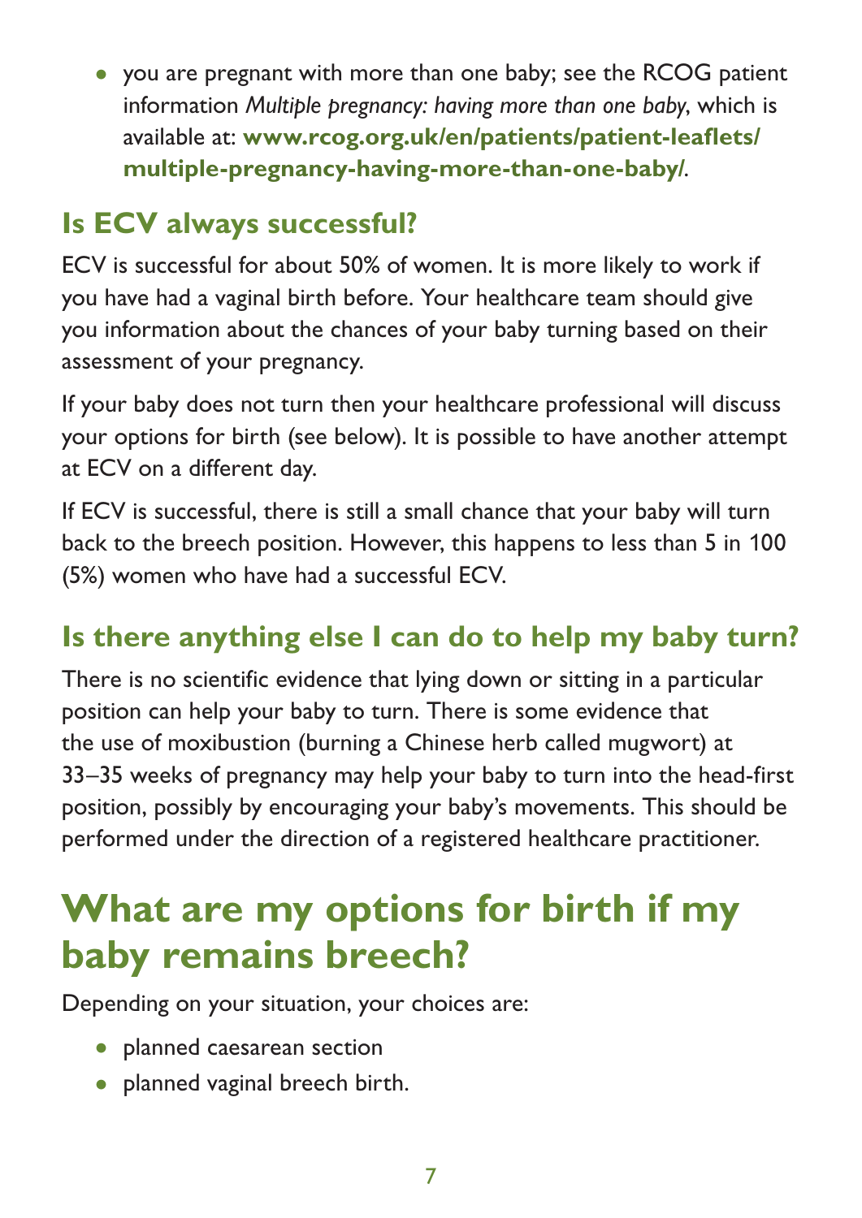- you are pregnant with more than one baby; see the RCOG patient information *Multiple pregnancy: having more than one baby*, which is available at: **www.rcog.org.uk/en/patients/patient-leaflets/multiple-pregnancy-having-more-than-one-baby/**.

## Is ECV always successful?

ECV is successful for about 50% of women. It is more likely to work if you have had a vaginal birth before. Your healthcare team should give you information about the chances of your baby turning based on their assessment of your pregnancy.

If your baby does not turn then your healthcare professional will discuss your options for birth (see below). It is possible to have another attempt at ECV on a different day.

If ECV is successful, there is still a small chance that your baby will turn back to the breech position. However, this happens to less than 5 in 100 (5%) women who have had a successful ECV.

## Is there anything else I can do to help my baby turn?

There is no scientific evidence that lying down or sitting in a particular position can help your baby to turn. There is some evidence that the use of moxibustion (burning a Chinese herb called mugwort) at 33–35 weeks of pregnancy may help your baby to turn into the head-first position, possibly by encouraging your baby's movements. This should be performed under the direction of a registered healthcare practitioner.

# What are my options for birth if my baby remains breech?

Depending on your situation, your choices are:

- planned caesarean section
- planned vaginal breech birth.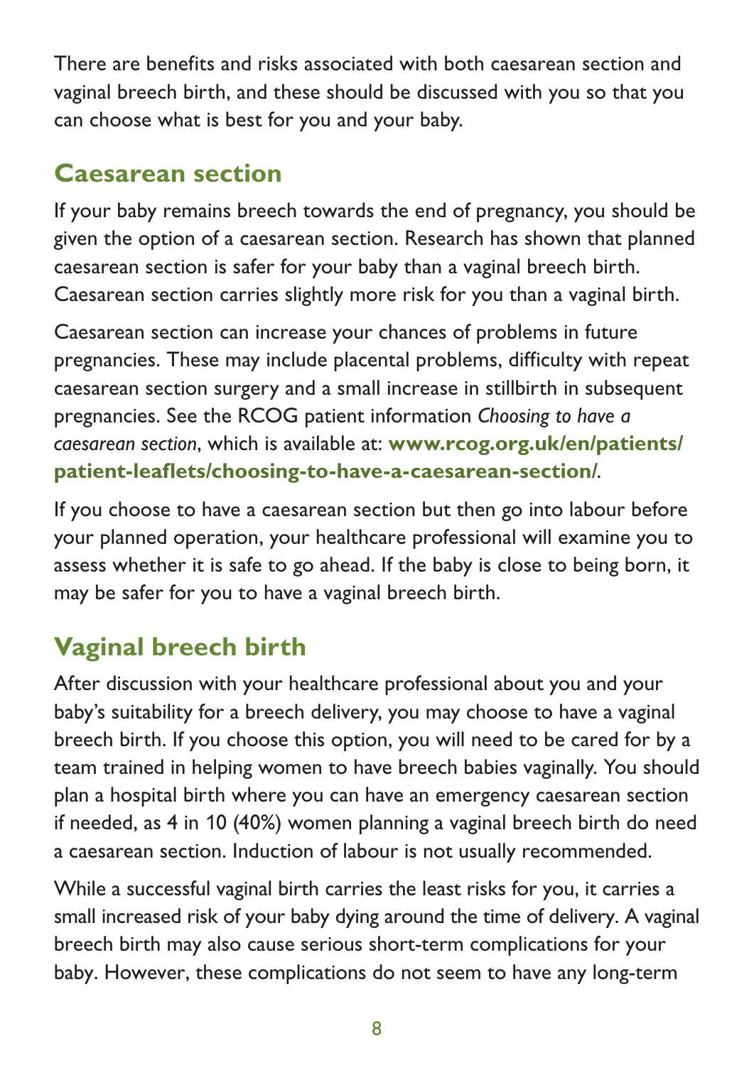There are benefits and risks associated with both caesarean section and vaginal breech birth, and these should be discussed with you so that you can choose what is best for you and your baby.

## Caesarean section

If your baby remains breech towards the end of pregnancy, you should be given the option of a caesarean section. Research has shown that planned caesarean section is safer for your baby than a vaginal breech birth. Caesarean section carries slightly more risk for you than a vaginal birth.

Caesarean section can increase your chances of problems in future pregnancies. These may include placental problems, difficulty with repeat caesarean section surgery and a small increase in stillbirth in subsequent pregnancies. See the RCOG patient information *Choosing to have a caesarean section*, which is available at: **www.rcog.org.uk/en/patients/patient-leaflets/choosing-to-have-a-caesarean-section/**.

If you choose to have a caesarean section but then go into labour before your planned operation, your healthcare professional will examine you to assess whether it is safe to go ahead. If the baby is close to being born, it may be safer for you to have a vaginal breech birth.

## Vaginal breech birth

After discussion with your healthcare professional about you and your baby's suitability for a breech delivery, you may choose to have a vaginal breech birth. If you choose this option, you will need to be cared for by a team trained in helping women to have breech babies vaginally. You should plan a hospital birth where you can have an emergency caesarean section if needed, as 4 in 10 (40%) women planning a vaginal breech birth do need a caesarean section. Induction of labour is not usually recommended.

While a successful vaginal birth carries the least risks for you, it carries a small increased risk of your baby dying around the time of delivery. A vaginal breech birth may also cause serious short-term complications for your baby. However, these complications do not seem to have any long-term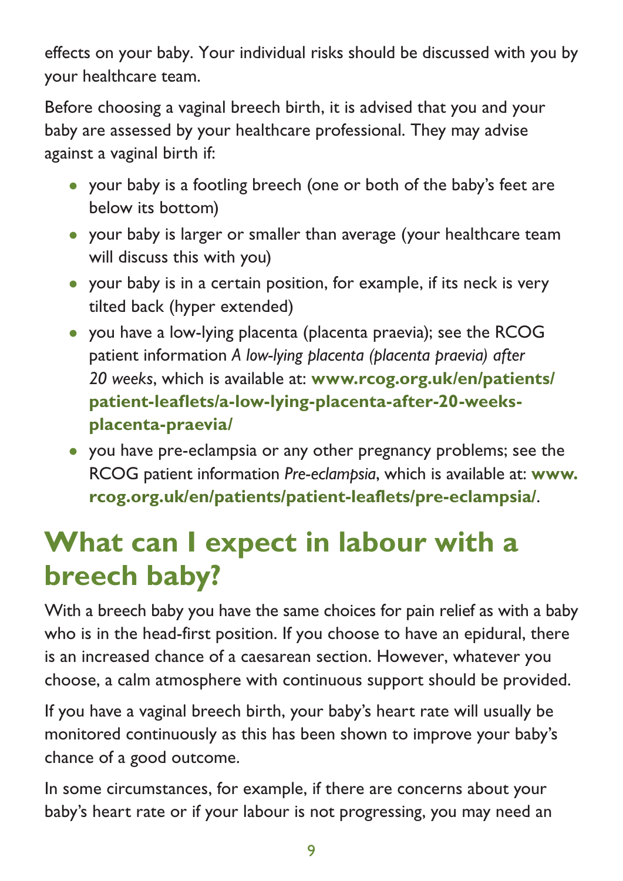effects on your baby. Your individual risks should be discussed with you by your healthcare team.

Before choosing a vaginal breech birth, it is advised that you and your baby are assessed by your healthcare professional. They may advise against a vaginal birth if:

- your baby is a footling breech (one or both of the baby's feet are below its bottom)
- your baby is larger or smaller than average (your healthcare team will discuss this with you)
- your baby is in a certain position, for example, if its neck is very tilted back (hyper extended)
- you have a low-lying placenta (placenta praevia); see the RCOG patient information *A low-lying placenta (placenta praevia) after 20 weeks*, which is available at: **www.rcog.org.uk/en/patients/patient-leaflets/a-low-lying-placenta-after-20-weeks-placenta-praevia/**
- you have pre-eclampsia or any other pregnancy problems; see the RCOG patient information *Pre-eclampsia*, which is available at: **www.rcog.org.uk/en/patients/patient-leaflets/pre-eclampsia/**.

## What can I expect in labour with a breech baby?

With a breech baby you have the same choices for pain relief as with a baby who is in the head-first position. If you choose to have an epidural, there is an increased chance of a caesarean section. However, whatever you choose, a calm atmosphere with continuous support should be provided.

If you have a vaginal breech birth, your baby's heart rate will usually be monitored continuously as this has been shown to improve your baby's chance of a good outcome.

In some circumstances, for example, if there are concerns about your baby's heart rate or if your labour is not progressing, you may need an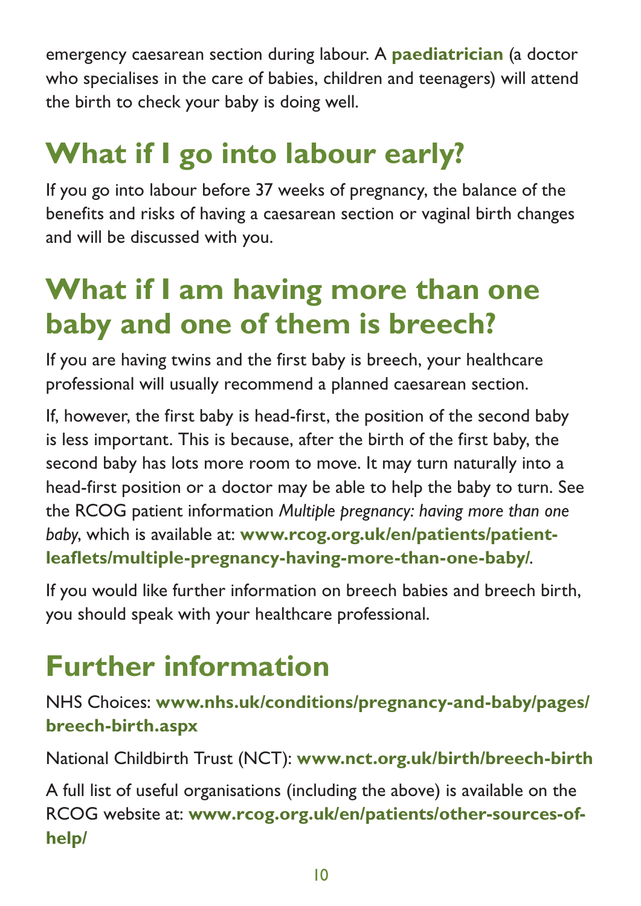emergency caesarean section during labour. A **paediatrician** (a doctor who specialises in the care of babies, children and teenagers) will attend the birth to check your baby is doing well.

## What if I go into labour early?

If you go into labour before 37 weeks of pregnancy, the balance of the benefits and risks of having a caesarean section or vaginal birth changes and will be discussed with you.

## What if I am having more than one baby and one of them is breech?

If you are having twins and the first baby is breech, your healthcare professional will usually recommend a planned caesarean section.

If, however, the first baby is head-first, the position of the second baby is less important. This is because, after the birth of the first baby, the second baby has lots more room to move. It may turn naturally into a head-first position or a doctor may be able to help the baby to turn. See the RCOG patient information *Multiple pregnancy: having more than one baby*, which is available at: **www.rcog.org.uk/en/patients/patient-leaflets/multiple-pregnancy-having-more-than-one-baby/**.

If you would like further information on breech babies and breech birth, you should speak with your healthcare professional.

## Further information

NHS Choices: **www.nhs.uk/conditions/pregnancy-and-baby/pages/breech-birth.aspx**

National Childbirth Trust (NCT): **www.nct.org.uk/birth/breech-birth**

A full list of useful organisations (including the above) is available on the RCOG website at: **www.rcog.org.uk/en/patients/other-sources-of-help/**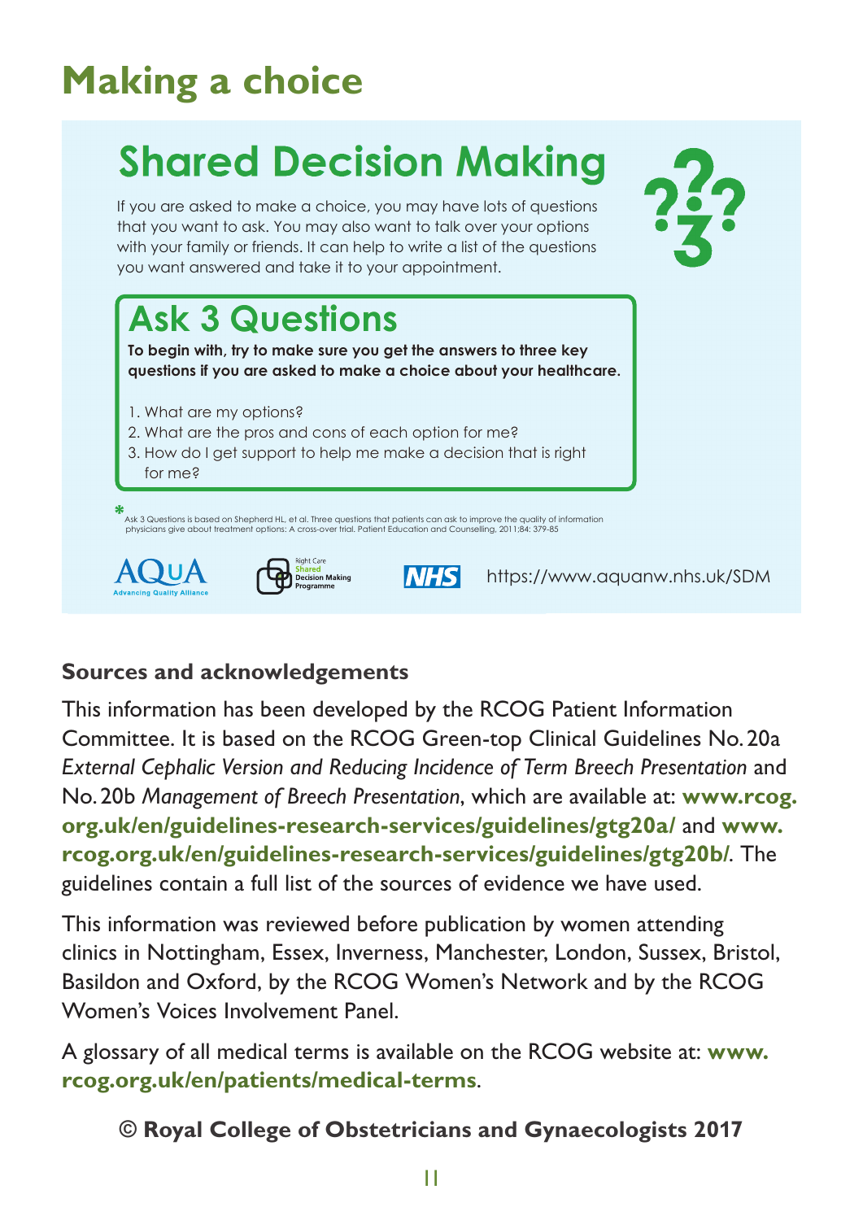# Making a choice

## Shared Decision Making

If you are asked to make a choice, you may have lots of questions that you want to ask. You may also want to talk over your options with your family or friends. It can help to write a list of the questions you want answered and take it to your appointment.

### Ask 3 Questions

**To begin with, try to make sure you get the answers to three key questions if you are asked to make a choice about your healthcare.**

1. What are my options?
2. What are the pros and cons of each option for me?
3. How do I get support to help me make a decision that is right for me?

\* Ask 3 Questions is based on Shepherd HL, et al. Three questions that patients can ask to improve the quality of information physicians give about treatment options: A cross-over trial. Patient Education and Counselling, 2011;84: 379-85

AQuA Advancing Quality Alliance · Right Care Shared Decision Making Programme · NHS

https://www.aquanw.nhs.uk/SDM

### Sources and acknowledgements

This information has been developed by the RCOG Patient Information Committee. It is based on the RCOG Green-top Clinical Guidelines No. 20a *External Cephalic Version and Reducing Incidence of Term Breech Presentation* and No. 20b *Management of Breech Presentation*, which are available at: **www.rcog.org.uk/en/guidelines-research-services/guidelines/gtg20a/** and **www.rcog.org.uk/en/guidelines-research-services/guidelines/gtg20b/**. The guidelines contain a full list of the sources of evidence we have used.

This information was reviewed before publication by women attending clinics in Nottingham, Essex, Inverness, Manchester, London, Sussex, Bristol, Basildon and Oxford, by the RCOG Women's Network and by the RCOG Women's Voices Involvement Panel.

A glossary of all medical terms is available on the RCOG website at: **www.rcog.org.uk/en/patients/medical-terms**.

**© Royal College of Obstetricians and Gynaecologists 2017**